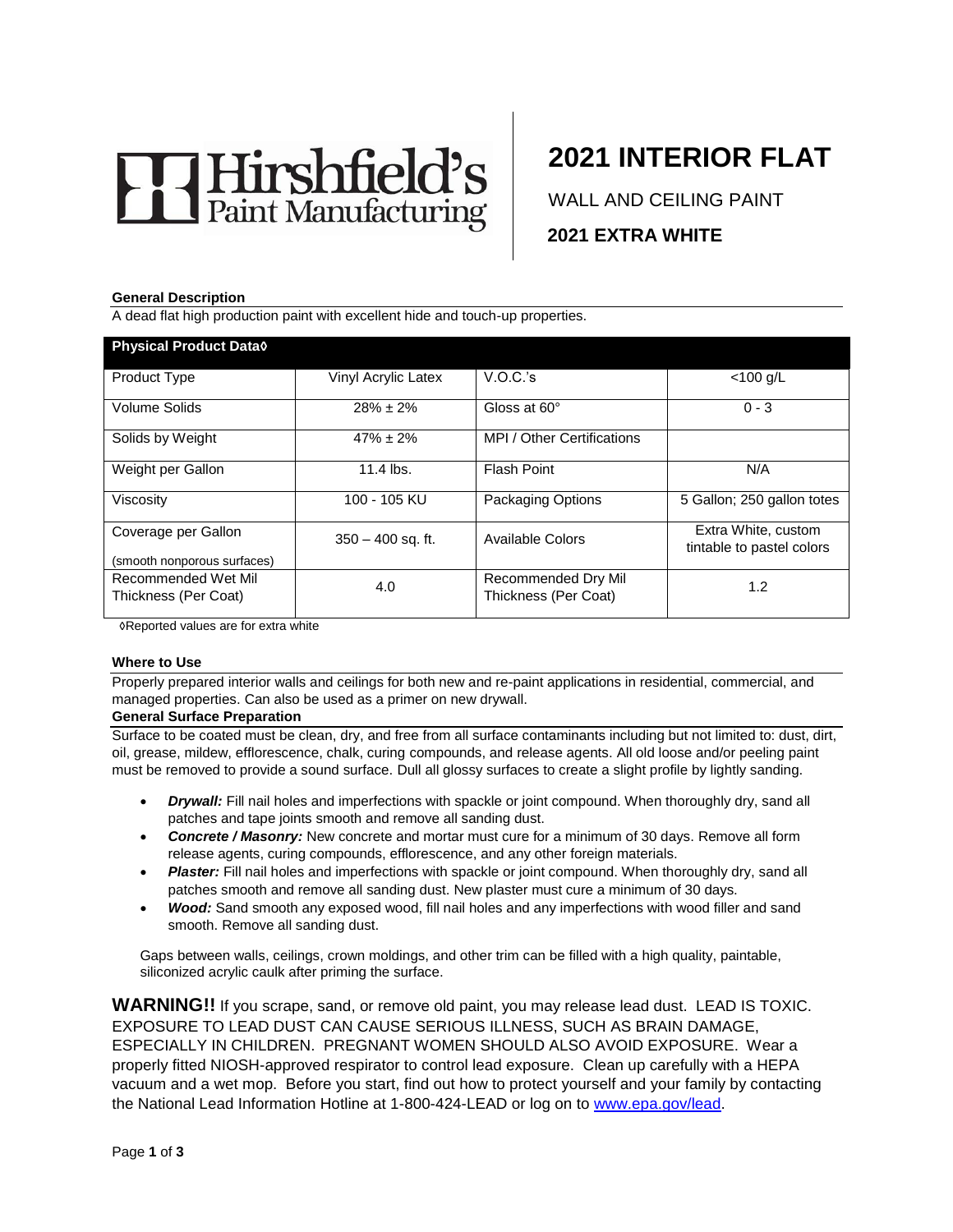Hirshfield's Paint Manufacturing

# 2021 INTERIOR FLAT

WALL AND CEILING PAINT

**2021 EXTRA WHITE**

### General Description

A dead flat high production paint with excellent hide and touch-up properties.

| Physical Product Data◊ | | | |
|---|---|---|---|
| Product Type | Vinyl Acrylic Latex | V.O.C.'s | <100 g/L |
| Volume Solids | 28% ± 2% | Gloss at 60° | 0 - 3 |
| Solids by Weight | 47% ± 2% | MPI / Other Certifications | |
| Weight per Gallon | 11.4 lbs. | Flash Point | N/A |
| Viscosity | 100 - 105 KU | Packaging Options | 5 Gallon; 250 gallon totes |
| Coverage per Gallon (smooth nonporous surfaces) | 350 – 400 sq. ft. | Available Colors | Extra White, custom tintable to pastel colors |
| Recommended Wet Mil Thickness (Per Coat) | 4.0 | Recommended Dry Mil Thickness (Per Coat) | 1.2 |

◊Reported values are for extra white

### Where to Use

Properly prepared interior walls and ceilings for both new and re-paint applications in residential, commercial, and managed properties. Can also be used as a primer on new drywall.

### General Surface Preparation

Surface to be coated must be clean, dry, and free from all surface contaminants including but not limited to: dust, dirt, oil, grease, mildew, efflorescence, chalk, curing compounds, and release agents. All old loose and/or peeling paint must be removed to provide a sound surface. Dull all glossy surfaces to create a slight profile by lightly sanding.

- ***Drywall:*** Fill nail holes and imperfections with spackle or joint compound. When thoroughly dry, sand all patches and tape joints smooth and remove all sanding dust.
- ***Concrete / Masonry:*** New concrete and mortar must cure for a minimum of 30 days. Remove all form release agents, curing compounds, efflorescence, and any other foreign materials.
- ***Plaster:*** Fill nail holes and imperfections with spackle or joint compound. When thoroughly dry, sand all patches smooth and remove all sanding dust. New plaster must cure a minimum of 30 days.
- ***Wood:*** Sand smooth any exposed wood, fill nail holes and any imperfections with wood filler and sand smooth. Remove all sanding dust.

Gaps between walls, ceilings, crown moldings, and other trim can be filled with a high quality, paintable, siliconized acrylic caulk after priming the surface.

**WARNING!!** If you scrape, sand, or remove old paint, you may release lead dust. LEAD IS TOXIC. EXPOSURE TO LEAD DUST CAN CAUSE SERIOUS ILLNESS, SUCH AS BRAIN DAMAGE, ESPECIALLY IN CHILDREN. PREGNANT WOMEN SHOULD ALSO AVOID EXPOSURE. Wear a properly fitted NIOSH-approved respirator to control lead exposure. Clean up carefully with a HEPA vacuum and a wet mop. Before you start, find out how to protect yourself and your family by contacting the National Lead Information Hotline at 1-800-424-LEAD or log on to www.epa.gov/lead.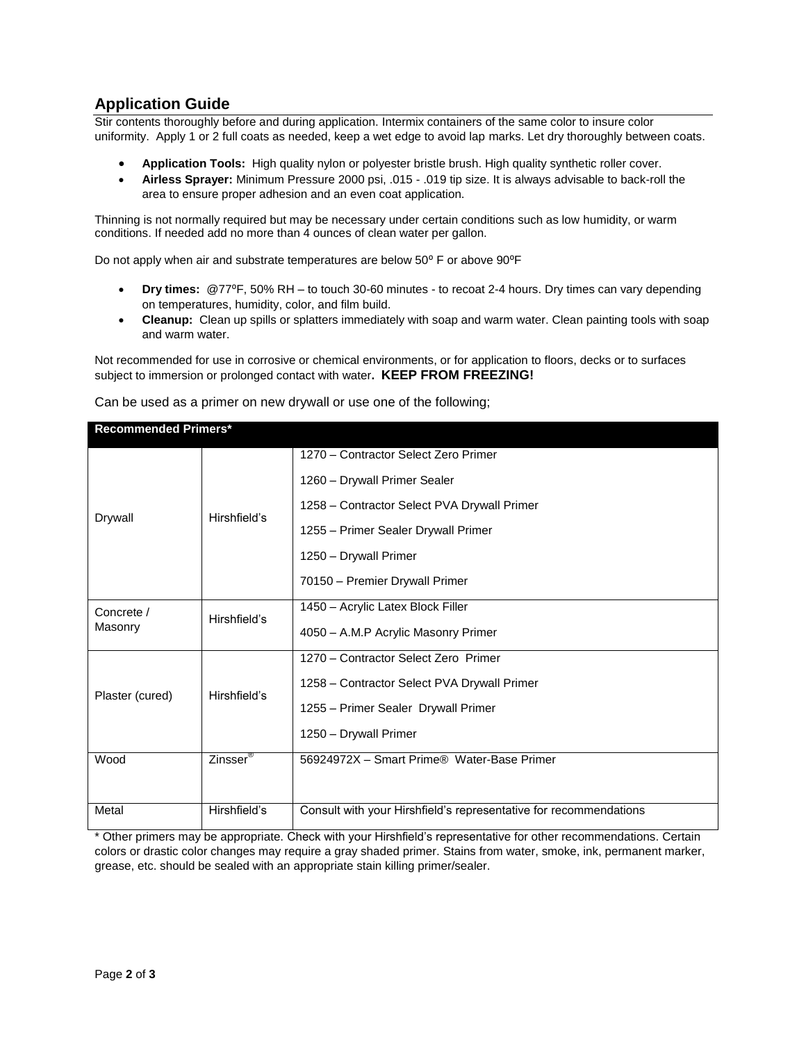## Application Guide

Stir contents thoroughly before and during application. Intermix containers of the same color to insure color uniformity. Apply 1 or 2 full coats as needed, keep a wet edge to avoid lap marks. Let dry thoroughly between coats.

- **Application Tools:** High quality nylon or polyester bristle brush. High quality synthetic roller cover.
- **Airless Sprayer:** Minimum Pressure 2000 psi, .015 - .019 tip size. It is always advisable to back-roll the area to ensure proper adhesion and an even coat application.

Thinning is not normally required but may be necessary under certain conditions such as low humidity, or warm conditions. If needed add no more than 4 ounces of clean water per gallon.

Do not apply when air and substrate temperatures are below 50º F or above 90ºF

- **Dry times:** @77ºF, 50% RH – to touch 30-60 minutes - to recoat 2-4 hours. Dry times can vary depending on temperatures, humidity, color, and film build.
- **Cleanup:** Clean up spills or splatters immediately with soap and warm water. Clean painting tools with soap and warm water.

Not recommended for use in corrosive or chemical environments, or for application to floors, decks or to surfaces subject to immersion or prolonged contact with water**. KEEP FROM FREEZING!**

Can be used as a primer on new drywall or use one of the following;

| **Recommended Primers*** | | |
|---|---|---|
| Drywall | Hirshfield's | 1270 – Contractor Select Zero Primer<br>1260 – Drywall Primer Sealer<br>1258 – Contractor Select PVA Drywall Primer<br>1255 – Primer Sealer Drywall Primer<br>1250 – Drywall Primer<br>70150 – Premier Drywall Primer |
| Concrete / Masonry | Hirshfield's | 1450 – Acrylic Latex Block Filler<br>4050 – A.M.P Acrylic Masonry Primer |
| Plaster (cured) | Hirshfield's | 1270 – Contractor Select Zero Primer<br>1258 – Contractor Select PVA Drywall Primer<br>1255 – Primer Sealer Drywall Primer<br>1250 – Drywall Primer |
| Wood | Zinsser® | 56924972X – Smart Prime® Water-Base Primer |
| Metal | Hirshfield's | Consult with your Hirshfield's representative for recommendations |

* Other primers may be appropriate. Check with your Hirshfield's representative for other recommendations. Certain colors or drastic color changes may require a gray shaded primer. Stains from water, smoke, ink, permanent marker, grease, etc. should be sealed with an appropriate stain killing primer/sealer.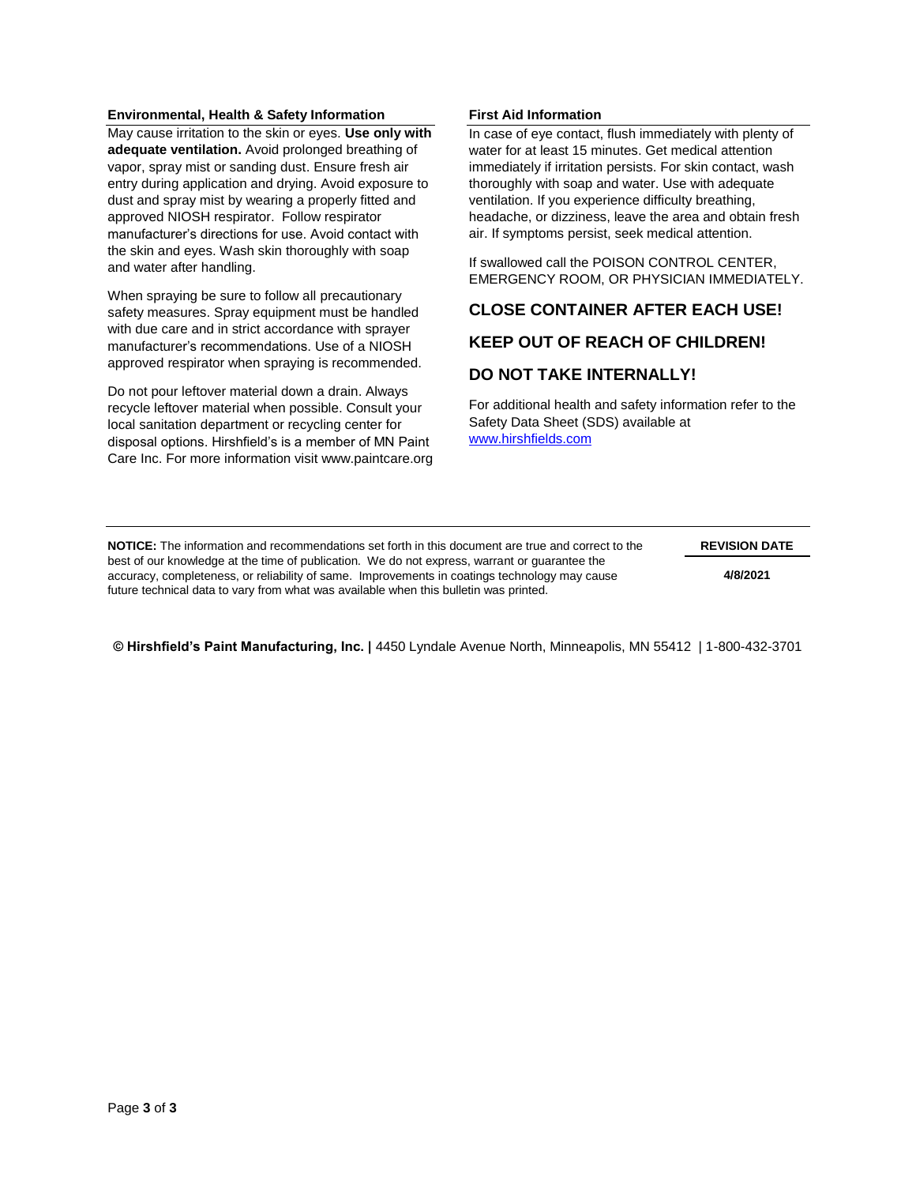### Environmental, Health & Safety Information

May cause irritation to the skin or eyes. **Use only with adequate ventilation.** Avoid prolonged breathing of vapor, spray mist or sanding dust. Ensure fresh air entry during application and drying. Avoid exposure to dust and spray mist by wearing a properly fitted and approved NIOSH respirator. Follow respirator manufacturer's directions for use. Avoid contact with the skin and eyes. Wash skin thoroughly with soap and water after handling.

When spraying be sure to follow all precautionary safety measures. Spray equipment must be handled with due care and in strict accordance with sprayer manufacturer's recommendations. Use of a NIOSH approved respirator when spraying is recommended.

Do not pour leftover material down a drain. Always recycle leftover material when possible. Consult your local sanitation department or recycling center for disposal options. Hirshfield's is a member of MN Paint Care Inc. For more information visit www.paintcare.org

### First Aid Information

In case of eye contact, flush immediately with plenty of water for at least 15 minutes. Get medical attention immediately if irritation persists. For skin contact, wash thoroughly with soap and water. Use with adequate ventilation. If you experience difficulty breathing, headache, or dizziness, leave the area and obtain fresh air. If symptoms persist, seek medical attention.

If swallowed call the POISON CONTROL CENTER, EMERGENCY ROOM, OR PHYSICIAN IMMEDIATELY.

## CLOSE CONTAINER AFTER EACH USE!

## KEEP OUT OF REACH OF CHILDREN!

## DO NOT TAKE INTERNALLY!

For additional health and safety information refer to the Safety Data Sheet (SDS) available at www.hirshfields.com

**NOTICE:** The information and recommendations set forth in this document are true and correct to the best of our knowledge at the time of publication. We do not express, warrant or guarantee the accuracy, completeness, or reliability of same. Improvements in coatings technology may cause future technical data to vary from what was available when this bulletin was printed.

**REVISION DATE**

**4/8/2021**

**© Hirshfield's Paint Manufacturing, Inc. |** 4450 Lyndale Avenue North, Minneapolis, MN 55412 | 1-800-432-3701